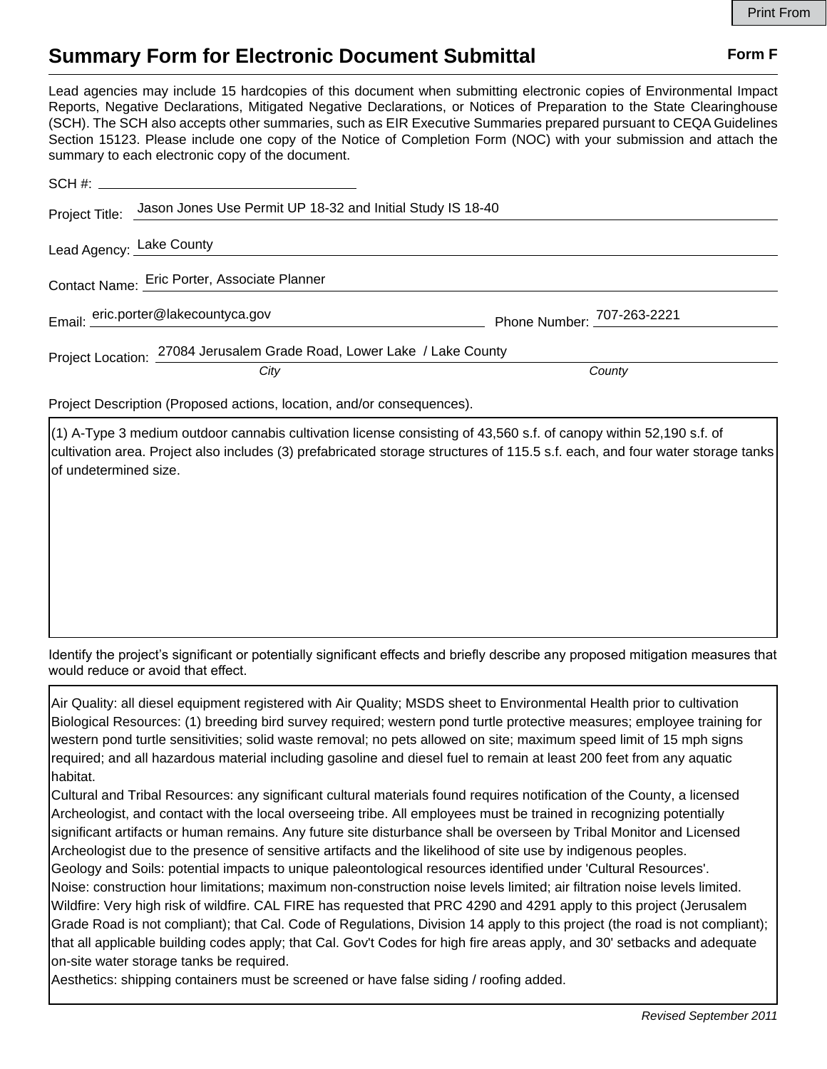Print From

# Summary Form for Electronic Document Submittal

**Form F**

Lead agencies may include 15 hardcopies of this document when submitting electronic copies of Environmental Impact Reports, Negative Declarations, Mitigated Negative Declarations, or Notices of Preparation to the State Clearinghouse (SCH). The SCH also accepts other summaries, such as EIR Executive Summaries prepared pursuant to CEQA Guidelines Section 15123. Please include one copy of the Notice of Completion Form (NOC) with your submission and attach the summary to each electronic copy of the document.

SCH #: ______________________

Project Title: Jason Jones Use Permit UP 18-32 and Initial Study IS 18-40

Lead Agency: Lake County

Contact Name: Eric Porter, Associate Planner

Email: eric.porter@lakecountyca.gov Phone Number: 707-263-2221

Project Location: 27084 Jerusalem Grade Road, Lower Lake / Lake County

*City* *County*

Project Description (Proposed actions, location, and/or consequences).

(1) A-Type 3 medium outdoor cannabis cultivation license consisting of 43,560 s.f. of canopy within 52,190 s.f. of cultivation area. Project also includes (3) prefabricated storage structures of 115.5 s.f. each, and four water storage tanks of undetermined size.

Identify the project's significant or potentially significant effects and briefly describe any proposed mitigation measures that would reduce or avoid that effect.

Air Quality: all diesel equipment registered with Air Quality; MSDS sheet to Environmental Health prior to cultivation
Biological Resources: (1) breeding bird survey required; western pond turtle protective measures; employee training for western pond turtle sensitivities; solid waste removal; no pets allowed on site; maximum speed limit of 15 mph signs required; and all hazardous material including gasoline and diesel fuel to remain at least 200 feet from any aquatic habitat.
Cultural and Tribal Resources: any significant cultural materials found requires notification of the County, a licensed Archeologist, and contact with the local overseeing tribe. All employees must be trained in recognizing potentially significant artifacts or human remains. Any future site disturbance shall be overseen by Tribal Monitor and Licensed Archeologist due to the presence of sensitive artifacts and the likelihood of site use by indigenous peoples.
Geology and Soils: potential impacts to unique paleontological resources identified under 'Cultural Resources'.
Noise: construction hour limitations; maximum non-construction noise levels limited; air filtration noise levels limited.
Wildfire: Very high risk of wildfire. CAL FIRE has requested that PRC 4290 and 4291 apply to this project (Jerusalem Grade Road is not compliant); that Cal. Code of Regulations, Division 14 apply to this project (the road is not compliant); that all applicable building codes apply; that Cal. Gov't Codes for high fire areas apply, and 30' setbacks and adequate on-site water storage tanks be required.
Aesthetics: shipping containers must be screened or have false siding / roofing added.

*Revised September 2011*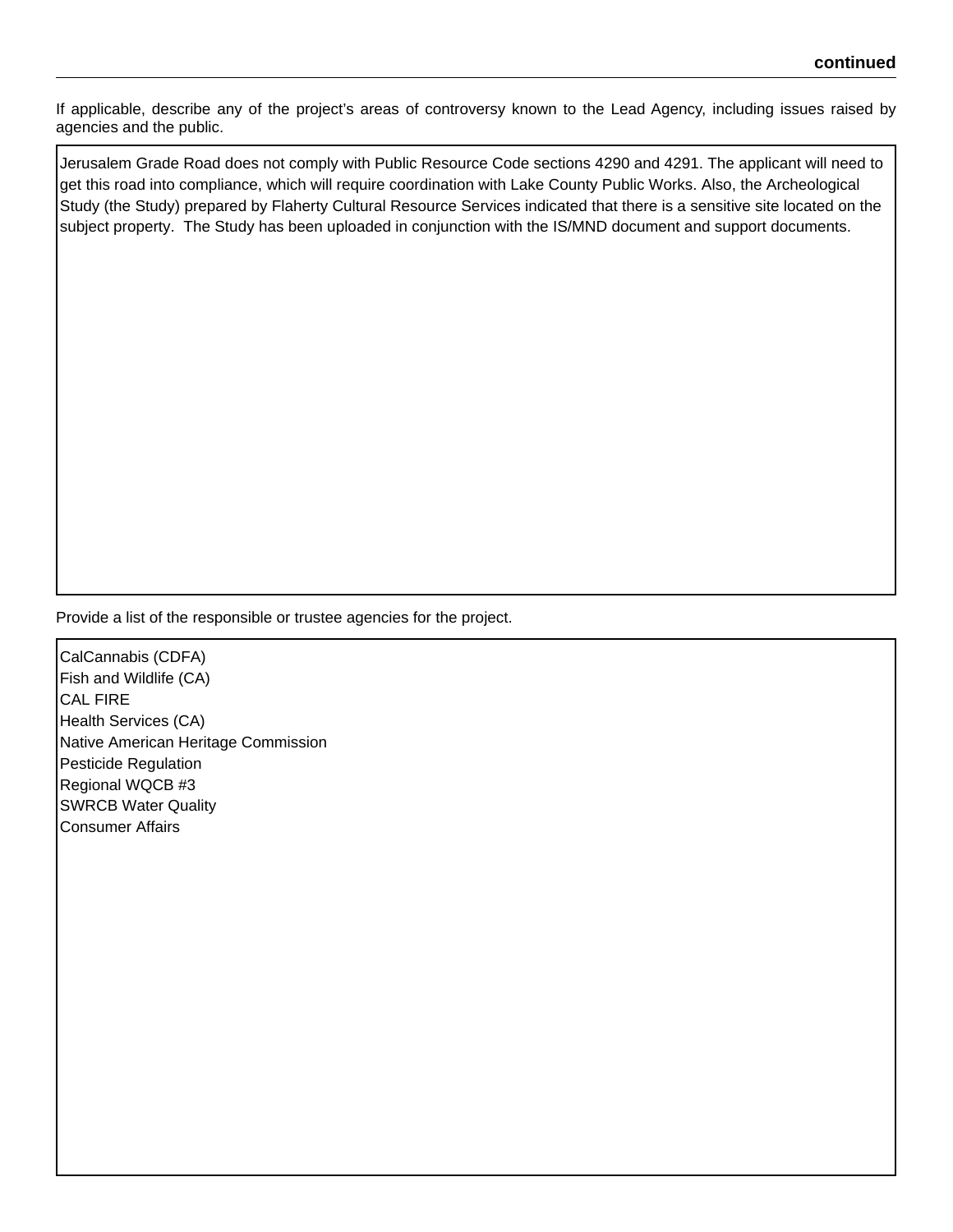**continued**

If applicable, describe any of the project's areas of controversy known to the Lead Agency, including issues raised by agencies and the public.

Jerusalem Grade Road does not comply with Public Resource Code sections 4290 and 4291. The applicant will need to get this road into compliance, which will require coordination with Lake County Public Works. Also, the Archeological Study (the Study) prepared by Flaherty Cultural Resource Services indicated that there is a sensitive site located on the subject property. The Study has been uploaded in conjunction with the IS/MND document and support documents.

Provide a list of the responsible or trustee agencies for the project.

CalCannabis (CDFA)
Fish and Wildlife (CA)
CAL FIRE
Health Services (CA)
Native American Heritage Commission
Pesticide Regulation
Regional WQCB #3
SWRCB Water Quality
Consumer Affairs